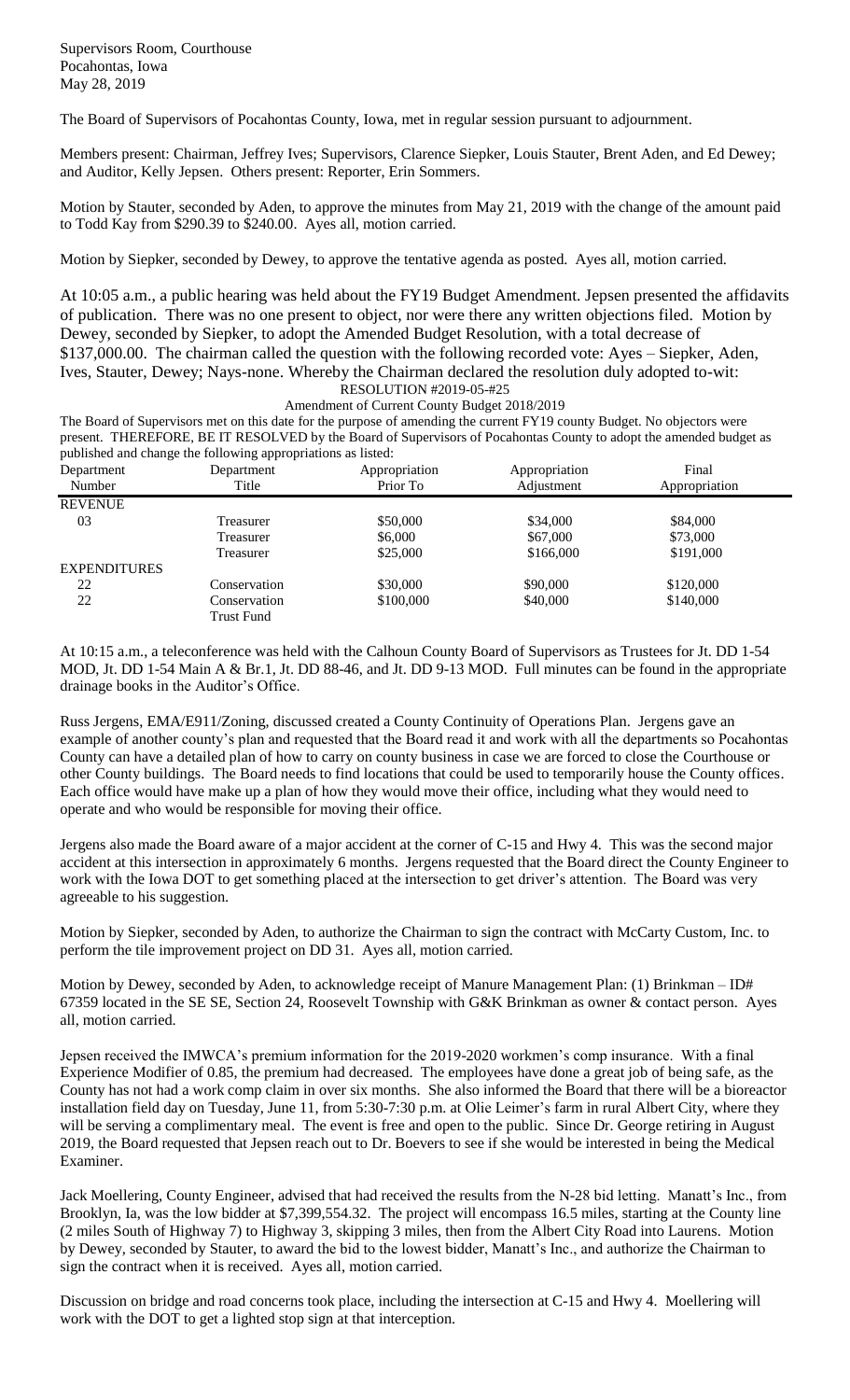Supervisors Room, Courthouse
Pocahontas, Iowa
May 28, 2019

The Board of Supervisors of Pocahontas County, Iowa, met in regular session pursuant to adjournment.

Members present: Chairman, Jeffrey Ives; Supervisors, Clarence Siepker, Louis Stauter, Brent Aden, and Ed Dewey; and Auditor, Kelly Jepsen. Others present: Reporter, Erin Sommers.

Motion by Stauter, seconded by Aden, to approve the minutes from May 21, 2019 with the change of the amount paid to Todd Kay from $290.39 to $240.00. Ayes all, motion carried.

Motion by Siepker, seconded by Dewey, to approve the tentative agenda as posted. Ayes all, motion carried.

At 10:05 a.m., a public hearing was held about the FY19 Budget Amendment. Jepsen presented the affidavits of publication. There was no one present to object, nor were there any written objections filed. Motion by Dewey, seconded by Siepker, to adopt the Amended Budget Resolution, with a total decrease of $137,000.00. The chairman called the question with the following recorded vote: Ayes – Siepker, Aden, Ives, Stauter, Dewey; Nays-none. Whereby the Chairman declared the resolution duly adopted to-wit:

RESOLUTION #2019-05-#25

Amendment of Current County Budget 2018/2019

The Board of Supervisors met on this date for the purpose of amending the current FY19 county Budget. No objectors were present. THEREFORE, BE IT RESOLVED by the Board of Supervisors of Pocahontas County to adopt the amended budget as published and change the following appropriations as listed:

| Department Number | Department Title | Appropriation Prior To | Appropriation Adjustment | Final Appropriation |
|---|---|---|---|---|
| REVENUE | | | | |
| 03 | Treasurer | $50,000 | $34,000 | $84,000 |
| | Treasurer | $6,000 | $67,000 | $73,000 |
| | Treasurer | $25,000 | $166,000 | $191,000 |
| EXPENDITURES | | | | |
| 22 | Conservation | $30,000 | $90,000 | $120,000 |
| 22 | Conservation Trust Fund | $100,000 | $40,000 | $140,000 |

At 10:15 a.m., a teleconference was held with the Calhoun County Board of Supervisors as Trustees for Jt. DD 1-54 MOD, Jt. DD 1-54 Main A & Br.1, Jt. DD 88-46, and Jt. DD 9-13 MOD. Full minutes can be found in the appropriate drainage books in the Auditor's Office.

Russ Jergens, EMA/E911/Zoning, discussed created a County Continuity of Operations Plan. Jergens gave an example of another county's plan and requested that the Board read it and work with all the departments so Pocahontas County can have a detailed plan of how to carry on county business in case we are forced to close the Courthouse or other County buildings. The Board needs to find locations that could be used to temporarily house the County offices. Each office would have make up a plan of how they would move their office, including what they would need to operate and who would be responsible for moving their office.

Jergens also made the Board aware of a major accident at the corner of C-15 and Hwy 4. This was the second major accident at this intersection in approximately 6 months. Jergens requested that the Board direct the County Engineer to work with the Iowa DOT to get something placed at the intersection to get driver's attention. The Board was very agreeable to his suggestion.

Motion by Siepker, seconded by Aden, to authorize the Chairman to sign the contract with McCarty Custom, Inc. to perform the tile improvement project on DD 31. Ayes all, motion carried.

Motion by Dewey, seconded by Aden, to acknowledge receipt of Manure Management Plan: (1) Brinkman – ID# 67359 located in the SE SE, Section 24, Roosevelt Township with G&K Brinkman as owner & contact person. Ayes all, motion carried.

Jepsen received the IMWCA's premium information for the 2019-2020 workmen's comp insurance. With a final Experience Modifier of 0.85, the premium had decreased. The employees have done a great job of being safe, as the County has not had a work comp claim in over six months. She also informed the Board that there will be a bioreactor installation field day on Tuesday, June 11, from 5:30-7:30 p.m. at Olie Leimer's farm in rural Albert City, where they will be serving a complimentary meal. The event is free and open to the public. Since Dr. George retiring in August 2019, the Board requested that Jepsen reach out to Dr. Boevers to see if she would be interested in being the Medical Examiner.

Jack Moellering, County Engineer, advised that had received the results from the N-28 bid letting. Manatt's Inc., from Brooklyn, Ia, was the low bidder at $7,399,554.32. The project will encompass 16.5 miles, starting at the County line (2 miles South of Highway 7) to Highway 3, skipping 3 miles, then from the Albert City Road into Laurens. Motion by Dewey, seconded by Stauter, to award the bid to the lowest bidder, Manatt's Inc., and authorize the Chairman to sign the contract when it is received. Ayes all, motion carried.

Discussion on bridge and road concerns took place, including the intersection at C-15 and Hwy 4. Moellering will work with the DOT to get a lighted stop sign at that interception.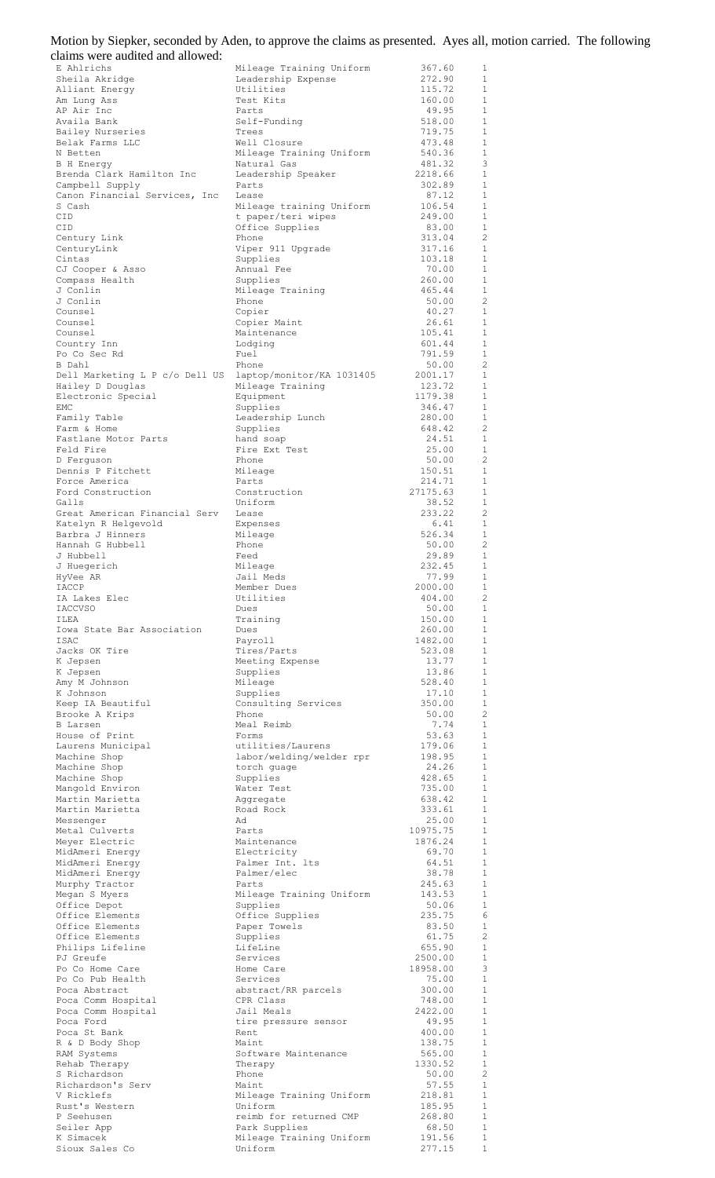Motion by Siepker, seconded by Aden, to approve the claims as presented. Ayes all, motion carried. The following claims were audited and allowed:

| | | | |
|---|---|---|---|
| E Ahlrichs | Mileage Training Uniform | 367.60 | 1 |
| Sheila Akridge | Leadership Expense | 272.90 | 1 |
| Alliant Energy | Utilities | 115.72 | 1 |
| Am Lung Ass | Test Kits | 160.00 | 1 |
| AP Air Inc | Parts | 49.95 | 1 |
| Availa Bank | Self-Funding | 518.00 | 1 |
| Bailey Nurseries | Trees | 719.75 | 1 |
| Belak Farms LLC | Well Closure | 473.48 | 1 |
| N Betten | Mileage Training Uniform | 540.36 | 1 |
| B H Energy | Natural Gas | 481.32 | 3 |
| Brenda Clark Hamilton Inc | Leadership Speaker | 2218.66 | 1 |
| Campbell Supply | Parts | 302.89 | 1 |
| Canon Financial Services, Inc | Lease | 87.12 | 1 |
| S Cash | Mileage training Uniform | 106.54 | 1 |
| CID | t paper/teri wipes | 249.00 | 1 |
| CID | Office Supplies | 83.00 | 1 |
| Century Link | Phone | 313.04 | 2 |
| CenturyLink | Viper 911 Upgrade | 317.16 | 1 |
| Cintas | Supplies | 103.18 | 1 |
| CJ Cooper & Asso | Annual Fee | 70.00 | 1 |
| Compass Health | Supplies | 260.00 | 1 |
| J Conlin | Mileage Training | 465.44 | 1 |
| J Conlin | Phone | 50.00 | 2 |
| Counsel | Copier | 40.27 | 1 |
| Counsel | Copier Maint | 26.61 | 1 |
| Counsel | Maintenance | 105.41 | 1 |
| Country Inn | Lodging | 601.44 | 1 |
| Po Co Sec Rd | Fuel | 791.59 | 1 |
| B Dahl | Phone | 50.00 | 2 |
| Dell Marketing L P c/o Dell US | laptop/monitor/KA 1031405 | 2001.17 | 1 |
| Hailey D Douglas | Mileage Training | 123.72 | 1 |
| Electronic Special | Equipment | 1179.38 | 1 |
| EMC | Supplies | 346.47 | 1 |
| Family Table | Leadership Lunch | 280.00 | 1 |
| Farm & Home | Supplies | 648.42 | 2 |
| Fastlane Motor Parts | hand soap | 24.51 | 1 |
| Feld Fire | Fire Ext Test | 25.00 | 1 |
| D Ferguson | Phone | 50.00 | 2 |
| Dennis P Fitchett | Mileage | 150.51 | 1 |
| Force America | Parts | 214.71 | 1 |
| Ford Construction | Construction | 27175.63 | 1 |
| Galls | Uniform | 38.52 | 1 |
| Great American Financial Serv | Lease | 233.22 | 2 |
| Katelyn R Helgevold | Expenses | 6.41 | 1 |
| Barbra J Hinners | Mileage | 526.34 | 1 |
| Hannah G Hubbell | Phone | 50.00 | 2 |
| J Hubbell | Feed | 29.89 | 1 |
| J Huegerich | Mileage | 232.45 | 1 |
| HyVee AR | Jail Meds | 77.99 | 1 |
| IACCP | Member Dues | 2000.00 | 1 |
| IA Lakes Elec | Utilities | 404.00 | 2 |
| IACCVSO | Dues | 50.00 | 1 |
| ILEA | Training | 150.00 | 1 |
| Iowa State Bar Association | Dues | 260.00 | 1 |
| ISAC | Payroll | 1482.00 | 1 |
| Jacks OK Tire | Tires/Parts | 523.08 | 1 |
| K Jepsen | Meeting Expense | 13.77 | 1 |
| K Jepsen | Supplies | 13.86 | 1 |
| Amy M Johnson | Mileage | 528.40 | 1 |
| K Johnson | Supplies | 17.10 | 1 |
| Keep IA Beautiful | Consulting Services | 350.00 | 1 |
| Brooke A Krips | Phone | 50.00 | 2 |
| B Larsen | Meal Reimb | 7.74 | 1 |
| House of Print | Forms | 53.63 | 1 |
| Laurens Municipal | utilities/Laurens | 179.06 | 1 |
| Machine Shop | labor/welding/welder rpr | 198.95 | 1 |
| Machine Shop | torch guage | 24.26 | 1 |
| Machine Shop | Supplies | 428.65 | 1 |
| Mangold Environ | Water Test | 735.00 | 1 |
| Martin Marietta | Aggregate | 638.42 | 1 |
| Martin Marietta | Road Rock | 333.61 | 1 |
| Messenger | Ad | 25.00 | 1 |
| Metal Culverts | Parts | 10975.75 | 1 |
| Meyer Electric | Maintenance | 1876.24 | 1 |
| MidAmeri Energy | Electricity | 69.70 | 1 |
| MidAmeri Energy | Palmer Int. lts | 64.51 | 1 |
| MidAmeri Energy | Palmer/elec | 38.78 | 1 |
| Murphy Tractor | Parts | 245.63 | 1 |
| Megan S Myers | Mileage Training Uniform | 143.53 | 1 |
| Office Depot | Supplies | 50.06 | 1 |
| Office Elements | Office Supplies | 235.75 | 6 |
| Office Elements | Paper Towels | 83.50 | 1 |
| Office Elements | Supplies | 61.75 | 2 |
| Philips Lifeline | LifeLine | 655.90 | 1 |
| PJ Greufe | Services | 2500.00 | 1 |
| Po Co Home Care | Home Care | 18958.00 | 3 |
| Po Co Pub Health | Services | 75.00 | 1 |
| Poca Abstract | abstract/RR parcels | 300.00 | 1 |
| Poca Comm Hospital | CPR Class | 748.00 | 1 |
| Poca Comm Hospital | Jail Meals | 2422.00 | 1 |
| Poca Ford | tire pressure sensor | 49.95 | 1 |
| Poca St Bank | Rent | 400.00 | 1 |
| R & D Body Shop | Maint | 138.75 | 1 |
| RAM Systems | Software Maintenance | 565.00 | 1 |
| Rehab Therapy | Therapy | 1330.52 | 1 |
| S Richardson | Phone | 50.00 | 2 |
| Richardson's Serv | Maint | 57.55 | 1 |
| V Ricklefs | Mileage Training Uniform | 218.81 | 1 |
| Rust's Western | Uniform | 185.95 | 1 |
| P Seehusen | reimb for returned CMP | 268.80 | 1 |
| Seiler App | Park Supplies | 68.50 | 1 |
| K Simacek | Mileage Training Uniform | 191.56 | 1 |
| Sioux Sales Co | Uniform | 277.15 | 1 |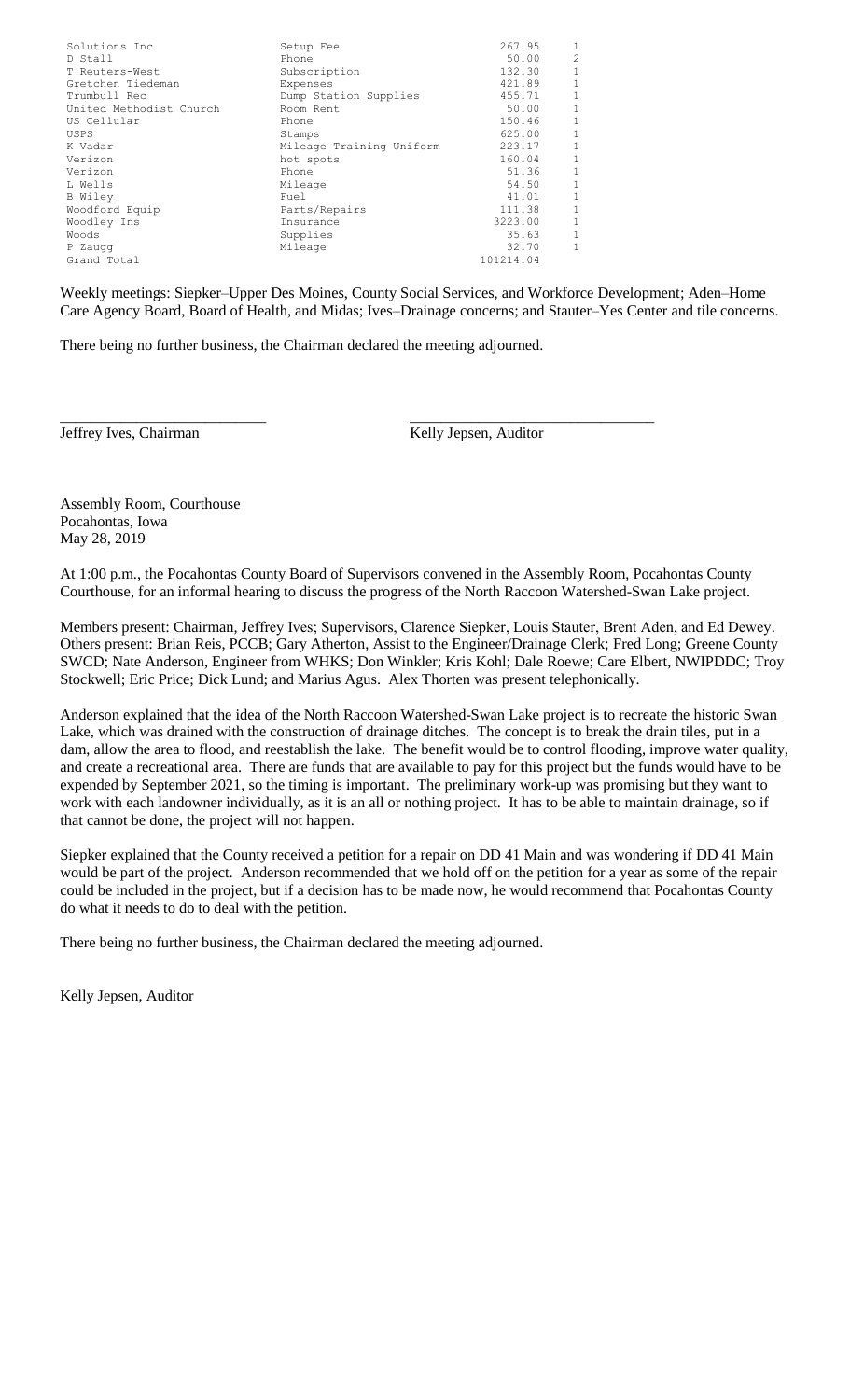| | | | |
|---|---|---|---|
| Solutions Inc | Setup Fee | 267.95 | 1 |
| D Stall | Phone | 50.00 | 2 |
| T Reuters-West | Subscription | 132.30 | 1 |
| Gretchen Tiedeman | Expenses | 421.89 | 1 |
| Trumbull Rec | Dump Station Supplies | 455.71 | 1 |
| United Methodist Church | Room Rent | 50.00 | 1 |
| US Cellular | Phone | 150.46 | 1 |
| USPS | Stamps | 625.00 | 1 |
| K Vadar | Mileage Training Uniform | 223.17 | 1 |
| Verizon | hot spots | 160.04 | 1 |
| Verizon | Phone | 51.36 | 1 |
| L Wells | Mileage | 54.50 | 1 |
| B Wiley | Fuel | 41.01 | 1 |
| Woodford Equip | Parts/Repairs | 111.38 | 1 |
| Woodley Ins | Insurance | 3223.00 | 1 |
| Woods | Supplies | 35.63 | 1 |
| P Zaugg | Mileage | 32.70 | 1 |
| Grand Total | | 101214.04 | |

Weekly meetings: Siepker–Upper Des Moines, County Social Services, and Workforce Development; Aden–Home Care Agency Board, Board of Health, and Midas; Ives–Drainage concerns; and Stauter–Yes Center and tile concerns.

There being no further business, the Chairman declared the meeting adjourned.

Jeffrey Ives, Chairman

Kelly Jepsen, Auditor

Assembly Room, Courthouse
Pocahontas, Iowa
May 28, 2019

At 1:00 p.m., the Pocahontas County Board of Supervisors convened in the Assembly Room, Pocahontas County Courthouse, for an informal hearing to discuss the progress of the North Raccoon Watershed-Swan Lake project.

Members present: Chairman, Jeffrey Ives; Supervisors, Clarence Siepker, Louis Stauter, Brent Aden, and Ed Dewey. Others present: Brian Reis, PCCB; Gary Atherton, Assist to the Engineer/Drainage Clerk; Fred Long; Greene County SWCD; Nate Anderson, Engineer from WHKS; Don Winkler; Kris Kohl; Dale Roewe; Care Elbert, NWIPDDC; Troy Stockwell; Eric Price; Dick Lund; and Marius Agus. Alex Thorten was present telephonically.

Anderson explained that the idea of the North Raccoon Watershed-Swan Lake project is to recreate the historic Swan Lake, which was drained with the construction of drainage ditches. The concept is to break the drain tiles, put in a dam, allow the area to flood, and reestablish the lake. The benefit would be to control flooding, improve water quality, and create a recreational area. There are funds that are available to pay for this project but the funds would have to be expended by September 2021, so the timing is important. The preliminary work-up was promising but they want to work with each landowner individually, as it is an all or nothing project. It has to be able to maintain drainage, so if that cannot be done, the project will not happen.

Siepker explained that the County received a petition for a repair on DD 41 Main and was wondering if DD 41 Main would be part of the project. Anderson recommended that we hold off on the petition for a year as some of the repair could be included in the project, but if a decision has to be made now, he would recommend that Pocahontas County do what it needs to do to deal with the petition.

There being no further business, the Chairman declared the meeting adjourned.

Kelly Jepsen, Auditor